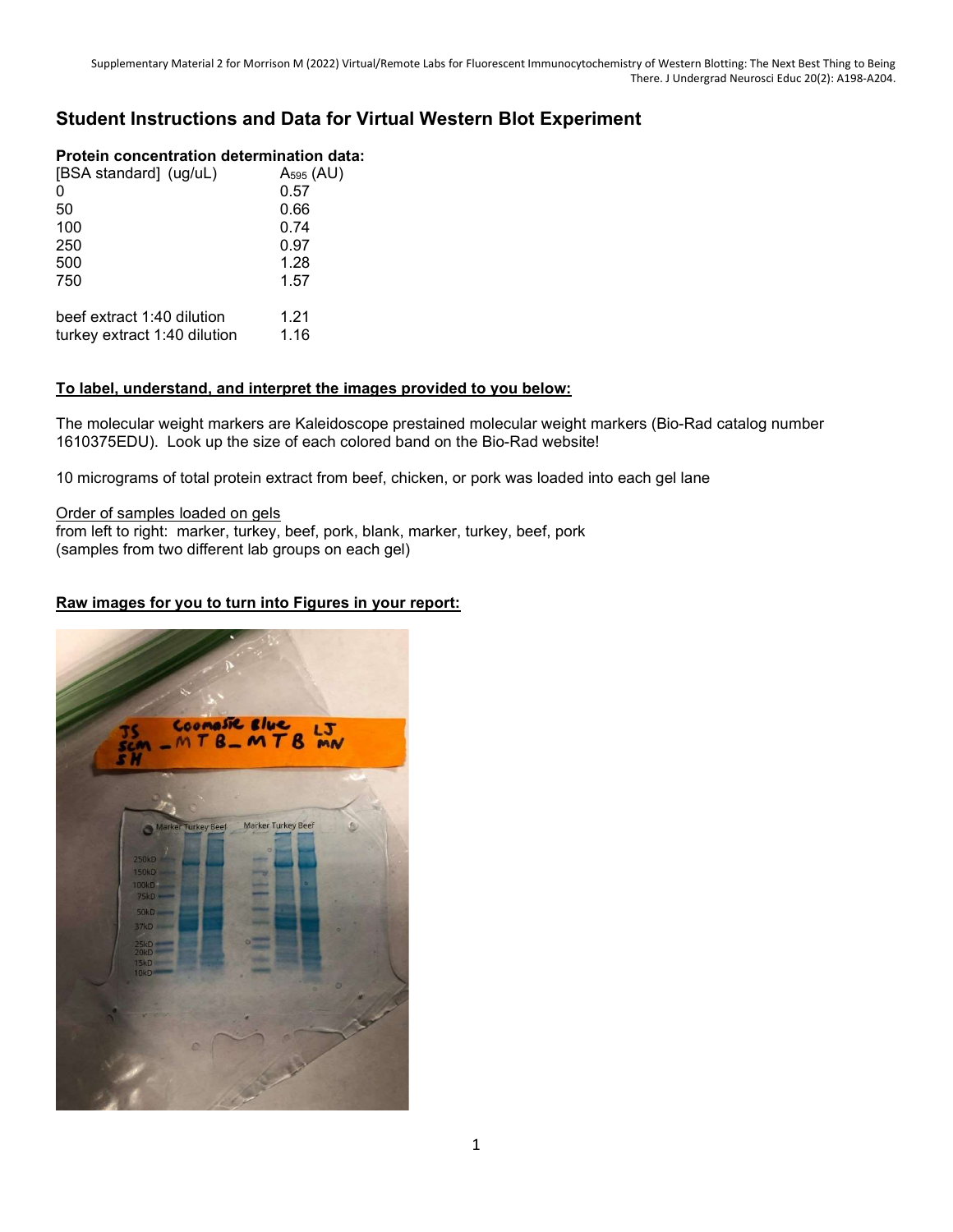# Student Instructions and Data for Virtual Western Blot Experiment

**Protein concentration determination data:**

| [BSA standard] (ug/uL) | $A_{595}$ (AU) |
| --- | --- |
| 0 | 0.57 |
| 50 | 0.66 |
| 100 | 0.74 |
| 250 | 0.97 |
| 500 | 1.28 |
| 750 | 1.57 |
| | |
| beef extract 1:40 dilution | 1.21 |
| turkey extract 1:40 dilution | 1.16 |

**To label, understand, and interpret the images provided to you below:**

The molecular weight markers are Kaleidoscope prestained molecular weight markers (Bio-Rad catalog number 1610375EDU). Look up the size of each colored band on the Bio-Rad website!

10 micrograms of total protein extract from beef, chicken, or pork was loaded into each gel lane

Order of samples loaded on gels
from left to right: marker, turkey, beef, pork, blank, marker, turkey, beef, pork
(samples from two different lab groups on each gel)

**Raw images for you to turn into Figures in your report:**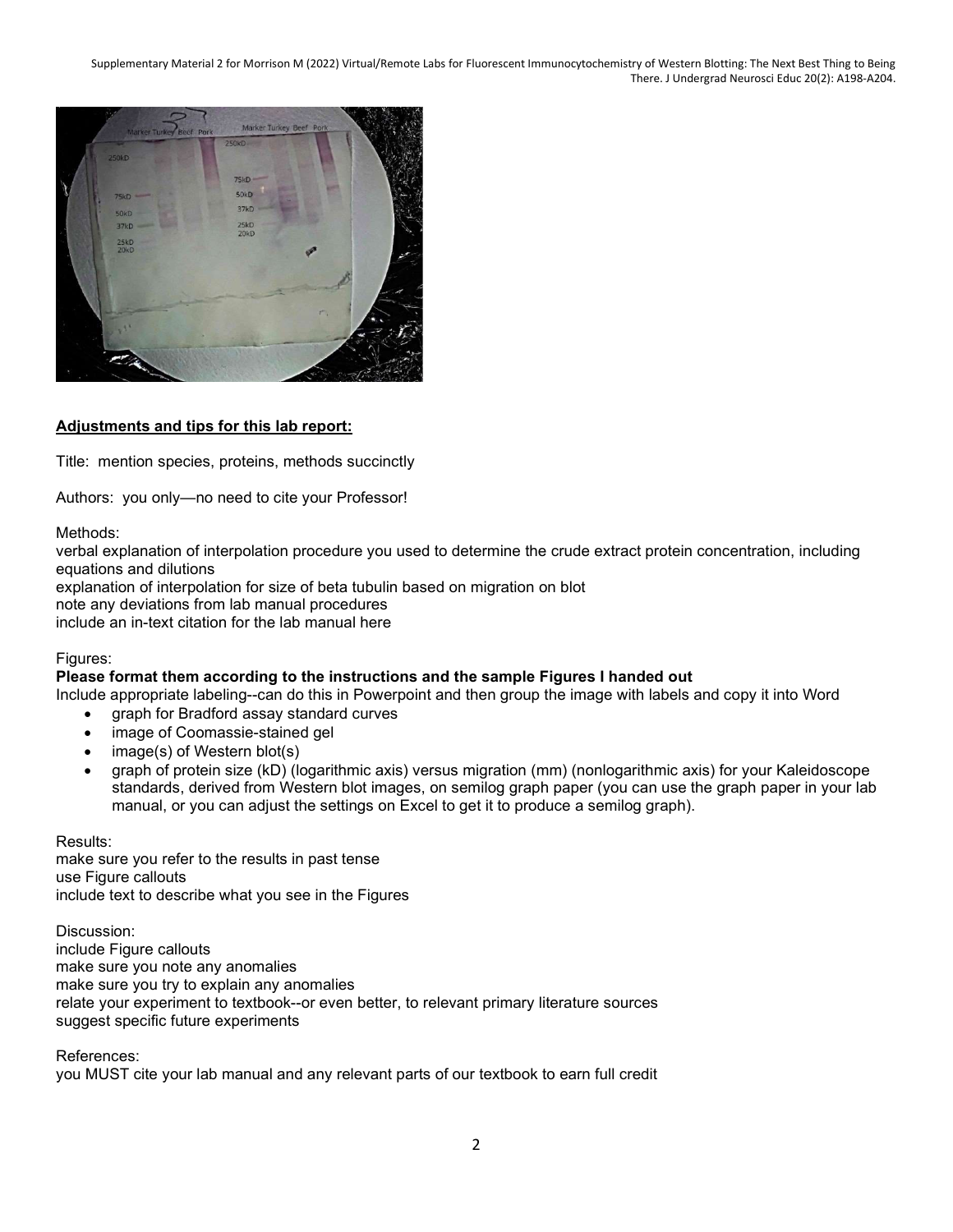**Adjustments and tips for this lab report:**

Title: mention species, proteins, methods succinctly

Authors: you only—no need to cite your Professor!

Methods:

verbal explanation of interpolation procedure you used to determine the crude extract protein concentration, including equations and dilutions

explanation of interpolation for size of beta tubulin based on migration on blot

note any deviations from lab manual procedures

include an in-text citation for the lab manual here

Figures:

**Please format them according to the instructions and the sample Figures I handed out**

Include appropriate labeling--can do this in Powerpoint and then group the image with labels and copy it into Word

- graph for Bradford assay standard curves
- image of Coomassie-stained gel
- image(s) of Western blot(s)
- graph of protein size (kD) (logarithmic axis) versus migration (mm) (nonlogarithmic axis) for your Kaleidoscope standards, derived from Western blot images, on semilog graph paper (you can use the graph paper in your lab manual, or you can adjust the settings on Excel to get it to produce a semilog graph).

Results:

make sure you refer to the results in past tense

use Figure callouts

include text to describe what you see in the Figures

Discussion:

include Figure callouts

make sure you note any anomalies

make sure you try to explain any anomalies

relate your experiment to textbook--or even better, to relevant primary literature sources

suggest specific future experiments

References:

you MUST cite your lab manual and any relevant parts of our textbook to earn full credit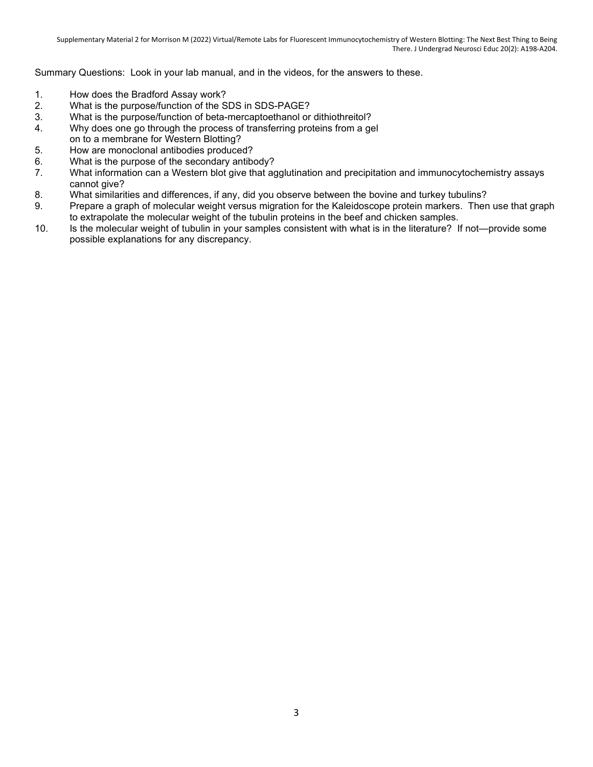Summary Questions: Look in your lab manual, and in the videos, for the answers to these.

1. How does the Bradford Assay work?
2. What is the purpose/function of the SDS in SDS-PAGE?
3. What is the purpose/function of beta-mercaptoethanol or dithiothreitol?
4. Why does one go through the process of transferring proteins from a gel on to a membrane for Western Blotting?
5. How are monoclonal antibodies produced?
6. What is the purpose of the secondary antibody?
7. What information can a Western blot give that agglutination and precipitation and immunocytochemistry assays cannot give?
8. What similarities and differences, if any, did you observe between the bovine and turkey tubulins?
9. Prepare a graph of molecular weight versus migration for the Kaleidoscope protein markers. Then use that graph to extrapolate the molecular weight of the tubulin proteins in the beef and chicken samples.
10. Is the molecular weight of tubulin in your samples consistent with what is in the literature? If not—provide some possible explanations for any discrepancy.